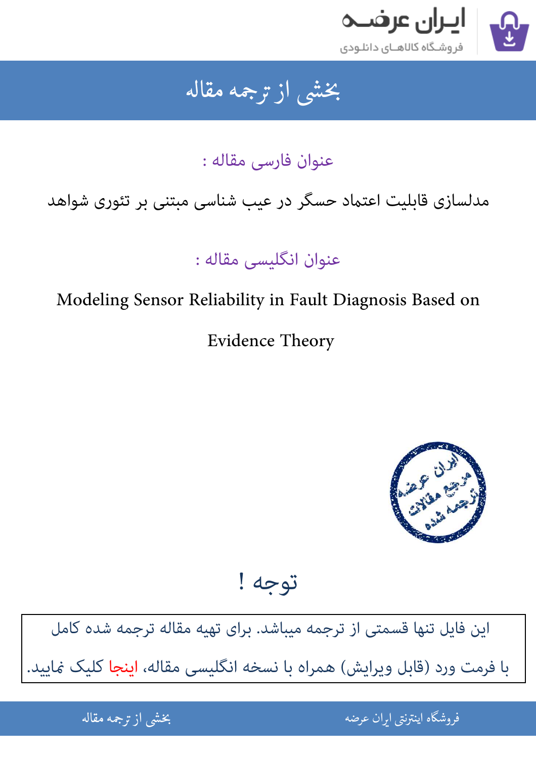# بخشی از ترجمه مقاله

## عنوان فارسی مقاله :

مدلسازی قابلیت اعتماد حسگر در عیب شناسی مبتنی بر تئوری شواهد

## عنوان انگلیسی مقاله :

Modeling Sensor Reliability in Fault Diagnosis Based on Evidence Theory

## توجه !

این فایل تنها قسمتی از ترجمه میباشد. برای تهیه مقاله ترجمه شده کامل با فرمت ورد (قابل ویرایش) همراه با نسخه انگلیسی مقاله، اینجا کلیک نمایید.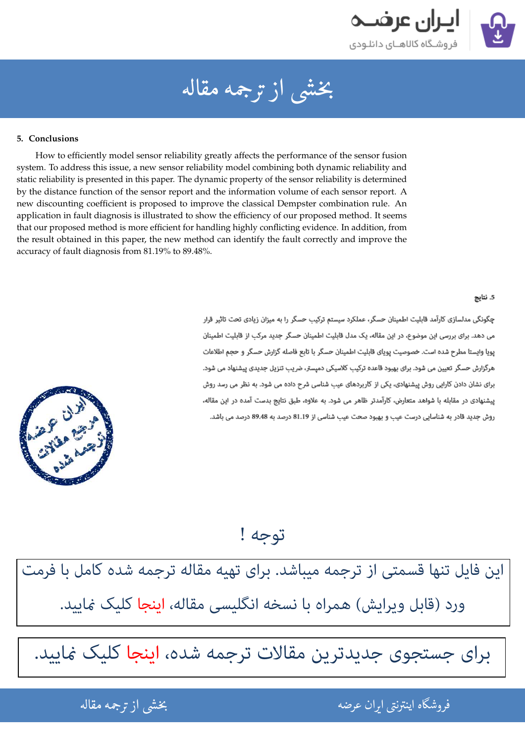# بخشی از ترجمه مقاله

**5. Conclusions**

How to efficiently model sensor reliability greatly affects the performance of the sensor fusion system. To address this issue, a new sensor reliability model combining both dynamic reliability and static reliability is presented in this paper. The dynamic property of the sensor reliability is determined by the distance function of the sensor report and the information volume of each sensor report. A new discounting coefficient is proposed to improve the classical Dempster combination rule. An application in fault diagnosis is illustrated to show the efficiency of our proposed method. It seems that our proposed method is more efficient for handling highly conflicting evidence. In addition, from the result obtained in this paper, the new method can identify the fault correctly and improve the accuracy of fault diagnosis from 81.19% to 89.48%.

**5. نتایج**

چگونگی مدلسازی کارآمد قابلیت اطمینان حسگر، عملکرد سیستم ترکیب حسگر را به میزان زیادی تحت تاثیر قرار می دهد. برای بررسی این موضوع، در این مقاله، یک مدل قابلیت اطمینان حسگر جدید مرکب از قابلیت اطمینان پویا وایستا مطرح شده است. خصوصیت پویای قابلیت اطمینان حسگر با تابع فاصله گزارش حسگر و حجم اطلاعات هرگزارش حسگر تعیین می شود. برای بهبود قاعده ترکیب کلاسیکی دمپستر، ضریب تنزیل جدیدی پیشنهاد می شود. برای نشان دادن کارایی روش پیشنهادی، یکی از کاربردهای عیب شناسی شرح داده می شود. به نظر می رسد روش پیشنهادی در مقابله با شواهد متعارض، کارآمدتر ظاهر می شود. به علاوه، طبق نتایج بدست آمده در این مقاله، روش جدید قادر به شناسایی درست عیب و بهبود صحت عیب شناسی از 81.19 درصد به 89.48 درصد می باشد.

## توجه !

این فایل تنها قسمتی از ترجمه میباشد. برای تهیه مقاله ترجمه شده کامل با فرمت ورد (قابل ویرایش) همراه با نسخه انگلیسی مقاله، اینجا کلیک نمایید.

برای جستجوی جدیدترین مقالات ترجمه شده، اینجا کلیک نمایید.